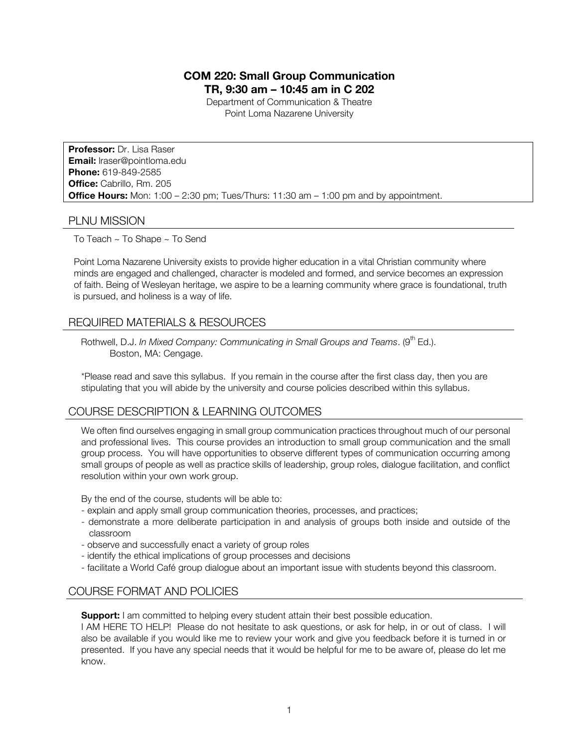# COM 220: Small Group Communication

**TR, 9:30 am – 10:45 am in C 202**

Department of Communication & Theatre
Point Loma Nazarene University

**Professor:** Dr. Lisa Raser
**Email:** lraser@pointloma.edu
**Phone:** 619-849-2585
**Office:** Cabrillo, Rm. 205
**Office Hours:** Mon: 1:00 – 2:30 pm; Tues/Thurs: 11:30 am – 1:00 pm and by appointment.

## PLNU MISSION

To Teach ~ To Shape ~ To Send

Point Loma Nazarene University exists to provide higher education in a vital Christian community where minds are engaged and challenged, character is modeled and formed, and service becomes an expression of faith. Being of Wesleyan heritage, we aspire to be a learning community where grace is foundational, truth is pursued, and holiness is a way of life.

## REQUIRED MATERIALS & RESOURCES

Rothwell, D.J. *In Mixed Company: Communicating in Small Groups and Teams*. (9th Ed.). Boston, MA: Cengage.

*Please read and save this syllabus. If you remain in the course after the first class day, then you are stipulating that you will abide by the university and course policies described within this syllabus.

## COURSE DESCRIPTION & LEARNING OUTCOMES

We often find ourselves engaging in small group communication practices throughout much of our personal and professional lives. This course provides an introduction to small group communication and the small group process. You will have opportunities to observe different types of communication occurring among small groups of people as well as practice skills of leadership, group roles, dialogue facilitation, and conflict resolution within your own work group.

By the end of the course, students will be able to:

- explain and apply small group communication theories, processes, and practices;
- demonstrate a more deliberate participation in and analysis of groups both inside and outside of the classroom
- observe and successfully enact a variety of group roles
- identify the ethical implications of group processes and decisions
- facilitate a World Café group dialogue about an important issue with students beyond this classroom.

## COURSE FORMAT AND POLICIES

**Support:** I am committed to helping every student attain their best possible education.
I AM HERE TO HELP! Please do not hesitate to ask questions, or ask for help, in or out of class. I will also be available if you would like me to review your work and give you feedback before it is turned in or presented. If you have any special needs that it would be helpful for me to be aware of, please do let me know.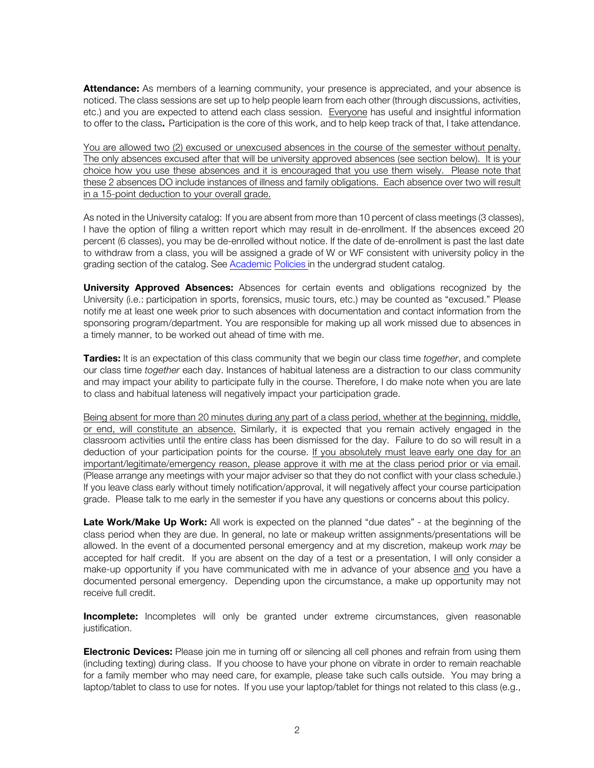**Attendance:** As members of a learning community, your presence is appreciated, and your absence is noticed. The class sessions are set up to help people learn from each other (through discussions, activities, etc.) and you are expected to attend each class session. Everyone has useful and insightful information to offer to the class**.** Participation is the core of this work, and to help keep track of that, I take attendance.

You are allowed two (2) excused or unexcused absences in the course of the semester without penalty. The only absences excused after that will be university approved absences (see section below). It is your choice how you use these absences and it is encouraged that you use them wisely. Please note that these 2 absences DO include instances of illness and family obligations. Each absence over two will result in a 15-point deduction to your overall grade.

As noted in the University catalog: If you are absent from more than 10 percent of class meetings (3 classes), I have the option of filing a written report which may result in de-enrollment. If the absences exceed 20 percent (6 classes), you may be de-enrolled without notice. If the date of de-enrollment is past the last date to withdraw from a class, you will be assigned a grade of W or WF consistent with university policy in the grading section of the catalog. See Academic Policies in the undergrad student catalog.

**University Approved Absences:** Absences for certain events and obligations recognized by the University (i.e.: participation in sports, forensics, music tours, etc.) may be counted as "excused." Please notify me at least one week prior to such absences with documentation and contact information from the sponsoring program/department. You are responsible for making up all work missed due to absences in a timely manner, to be worked out ahead of time with me.

**Tardies:** It is an expectation of this class community that we begin our class time *together*, and complete our class time *together* each day. Instances of habitual lateness are a distraction to our class community and may impact your ability to participate fully in the course. Therefore, I do make note when you are late to class and habitual lateness will negatively impact your participation grade.

Being absent for more than 20 minutes during any part of a class period, whether at the beginning, middle, or end, will constitute an absence. Similarly, it is expected that you remain actively engaged in the classroom activities until the entire class has been dismissed for the day. Failure to do so will result in a deduction of your participation points for the course. If you absolutely must leave early one day for an important/legitimate/emergency reason, please approve it with me at the class period prior or via email. (Please arrange any meetings with your major adviser so that they do not conflict with your class schedule.) If you leave class early without timely notification/approval, it will negatively affect your course participation grade. Please talk to me early in the semester if you have any questions or concerns about this policy.

**Late Work/Make Up Work:** All work is expected on the planned "due dates" - at the beginning of the class period when they are due. In general, no late or makeup written assignments/presentations will be allowed. In the event of a documented personal emergency and at my discretion, makeup work *may* be accepted for half credit. If you are absent on the day of a test or a presentation, I will only consider a make-up opportunity if you have communicated with me in advance of your absence and you have a documented personal emergency. Depending upon the circumstance, a make up opportunity may not receive full credit.

**Incomplete:** Incompletes will only be granted under extreme circumstances, given reasonable justification.

**Electronic Devices:** Please join me in turning off or silencing all cell phones and refrain from using them (including texting) during class. If you choose to have your phone on vibrate in order to remain reachable for a family member who may need care, for example, please take such calls outside. You may bring a laptop/tablet to class to use for notes. If you use your laptop/tablet for things not related to this class (e.g.,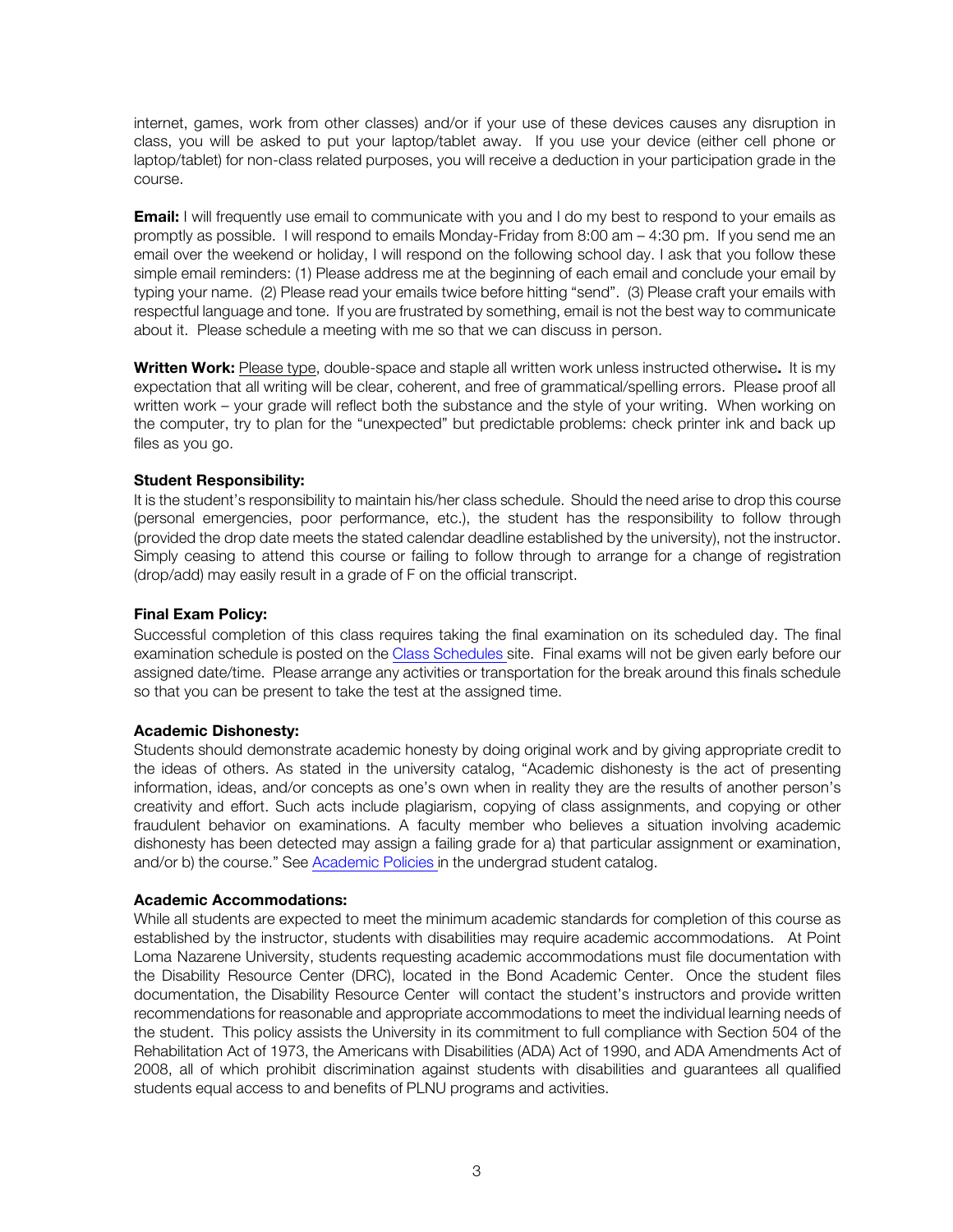internet, games, work from other classes) and/or if your use of these devices causes any disruption in class, you will be asked to put your laptop/tablet away. If you use your device (either cell phone or laptop/tablet) for non-class related purposes, you will receive a deduction in your participation grade in the course.

**Email:** I will frequently use email to communicate with you and I do my best to respond to your emails as promptly as possible. I will respond to emails Monday-Friday from 8:00 am – 4:30 pm. If you send me an email over the weekend or holiday, I will respond on the following school day. I ask that you follow these simple email reminders: (1) Please address me at the beginning of each email and conclude your email by typing your name. (2) Please read your emails twice before hitting "send". (3) Please craft your emails with respectful language and tone. If you are frustrated by something, email is not the best way to communicate about it. Please schedule a meeting with me so that we can discuss in person.

**Written Work:** Please type, double-space and staple all written work unless instructed otherwise**.** It is my expectation that all writing will be clear, coherent, and free of grammatical/spelling errors. Please proof all written work – your grade will reflect both the substance and the style of your writing. When working on the computer, try to plan for the "unexpected" but predictable problems: check printer ink and back up files as you go.

**Student Responsibility:**
It is the student's responsibility to maintain his/her class schedule. Should the need arise to drop this course (personal emergencies, poor performance, etc.), the student has the responsibility to follow through (provided the drop date meets the stated calendar deadline established by the university), not the instructor. Simply ceasing to attend this course or failing to follow through to arrange for a change of registration (drop/add) may easily result in a grade of F on the official transcript.

**Final Exam Policy:**
Successful completion of this class requires taking the final examination on its scheduled day. The final examination schedule is posted on the Class Schedules site. Final exams will not be given early before our assigned date/time. Please arrange any activities or transportation for the break around this finals schedule so that you can be present to take the test at the assigned time.

**Academic Dishonesty:**
Students should demonstrate academic honesty by doing original work and by giving appropriate credit to the ideas of others. As stated in the university catalog, "Academic dishonesty is the act of presenting information, ideas, and/or concepts as one's own when in reality they are the results of another person's creativity and effort. Such acts include plagiarism, copying of class assignments, and copying or other fraudulent behavior on examinations. A faculty member who believes a situation involving academic dishonesty has been detected may assign a failing grade for a) that particular assignment or examination, and/or b) the course." See Academic Policies in the undergrad student catalog.

**Academic Accommodations:**
While all students are expected to meet the minimum academic standards for completion of this course as established by the instructor, students with disabilities may require academic accommodations. At Point Loma Nazarene University, students requesting academic accommodations must file documentation with the Disability Resource Center (DRC), located in the Bond Academic Center. Once the student files documentation, the Disability Resource Center will contact the student's instructors and provide written recommendations for reasonable and appropriate accommodations to meet the individual learning needs of the student. This policy assists the University in its commitment to full compliance with Section 504 of the Rehabilitation Act of 1973, the Americans with Disabilities (ADA) Act of 1990, and ADA Amendments Act of 2008, all of which prohibit discrimination against students with disabilities and guarantees all qualified students equal access to and benefits of PLNU programs and activities.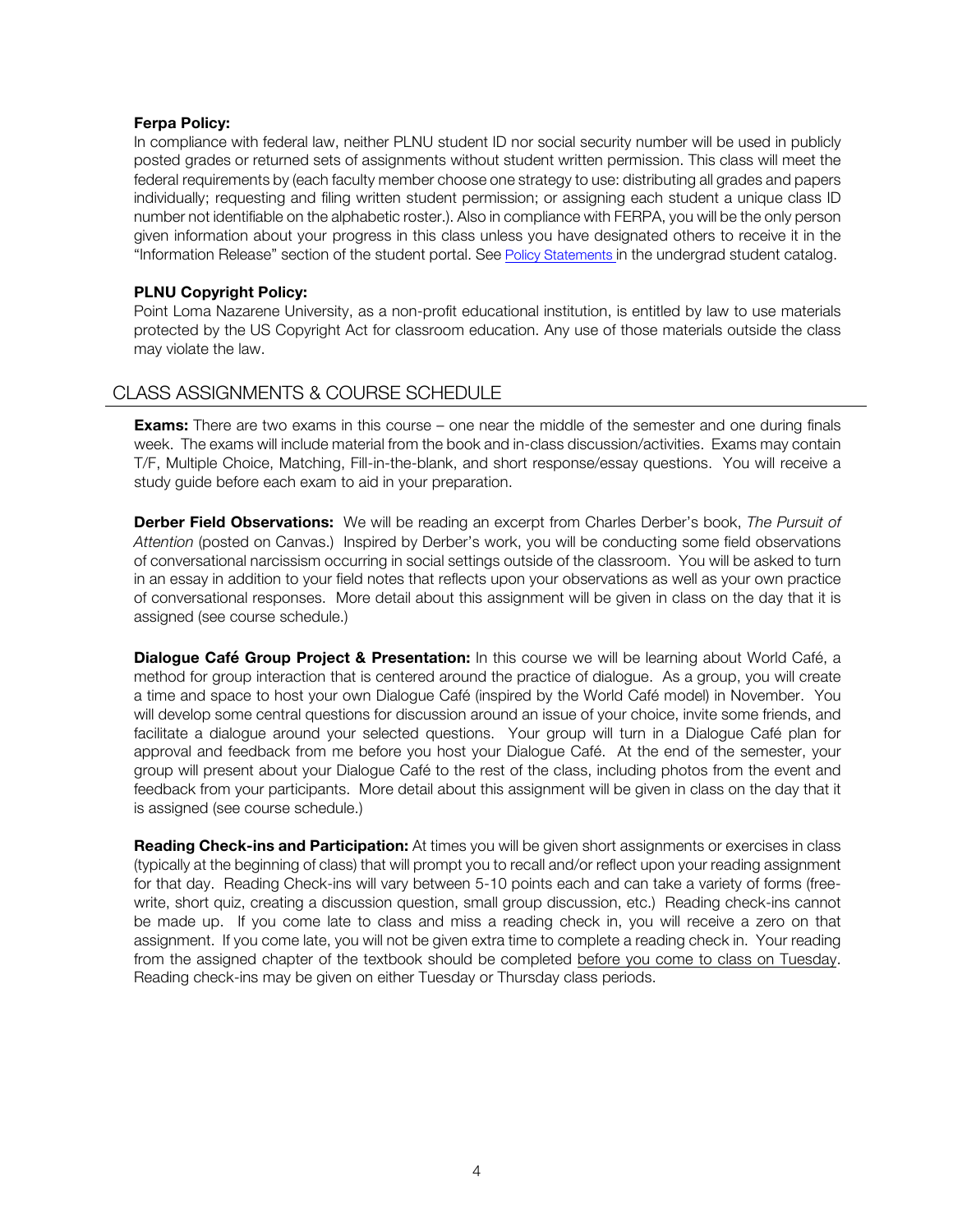**Ferpa Policy:**

In compliance with federal law, neither PLNU student ID nor social security number will be used in publicly posted grades or returned sets of assignments without student written permission. This class will meet the federal requirements by (each faculty member choose one strategy to use: distributing all grades and papers individually; requesting and filing written student permission; or assigning each student a unique class ID number not identifiable on the alphabetic roster.). Also in compliance with FERPA, you will be the only person given information about your progress in this class unless you have designated others to receive it in the "Information Release" section of the student portal. See Policy Statements in the undergrad student catalog.

**PLNU Copyright Policy:**

Point Loma Nazarene University, as a non-profit educational institution, is entitled by law to use materials protected by the US Copyright Act for classroom education. Any use of those materials outside the class may violate the law.

## CLASS ASSIGNMENTS & COURSE SCHEDULE

**Exams:** There are two exams in this course – one near the middle of the semester and one during finals week. The exams will include material from the book and in-class discussion/activities. Exams may contain T/F, Multiple Choice, Matching, Fill-in-the-blank, and short response/essay questions. You will receive a study guide before each exam to aid in your preparation.

**Derber Field Observations:** We will be reading an excerpt from Charles Derber's book, *The Pursuit of Attention* (posted on Canvas.) Inspired by Derber's work, you will be conducting some field observations of conversational narcissism occurring in social settings outside of the classroom. You will be asked to turn in an essay in addition to your field notes that reflects upon your observations as well as your own practice of conversational responses. More detail about this assignment will be given in class on the day that it is assigned (see course schedule.)

**Dialogue Café Group Project & Presentation:** In this course we will be learning about World Café, a method for group interaction that is centered around the practice of dialogue. As a group, you will create a time and space to host your own Dialogue Café (inspired by the World Café model) in November. You will develop some central questions for discussion around an issue of your choice, invite some friends, and facilitate a dialogue around your selected questions. Your group will turn in a Dialogue Café plan for approval and feedback from me before you host your Dialogue Café. At the end of the semester, your group will present about your Dialogue Café to the rest of the class, including photos from the event and feedback from your participants. More detail about this assignment will be given in class on the day that it is assigned (see course schedule.)

**Reading Check-ins and Participation:** At times you will be given short assignments or exercises in class (typically at the beginning of class) that will prompt you to recall and/or reflect upon your reading assignment for that day. Reading Check-ins will vary between 5-10 points each and can take a variety of forms (free-write, short quiz, creating a discussion question, small group discussion, etc.) Reading check-ins cannot be made up. If you come late to class and miss a reading check in, you will receive a zero on that assignment. If you come late, you will not be given extra time to complete a reading check in. Your reading from the assigned chapter of the textbook should be completed before you come to class on Tuesday. Reading check-ins may be given on either Tuesday or Thursday class periods.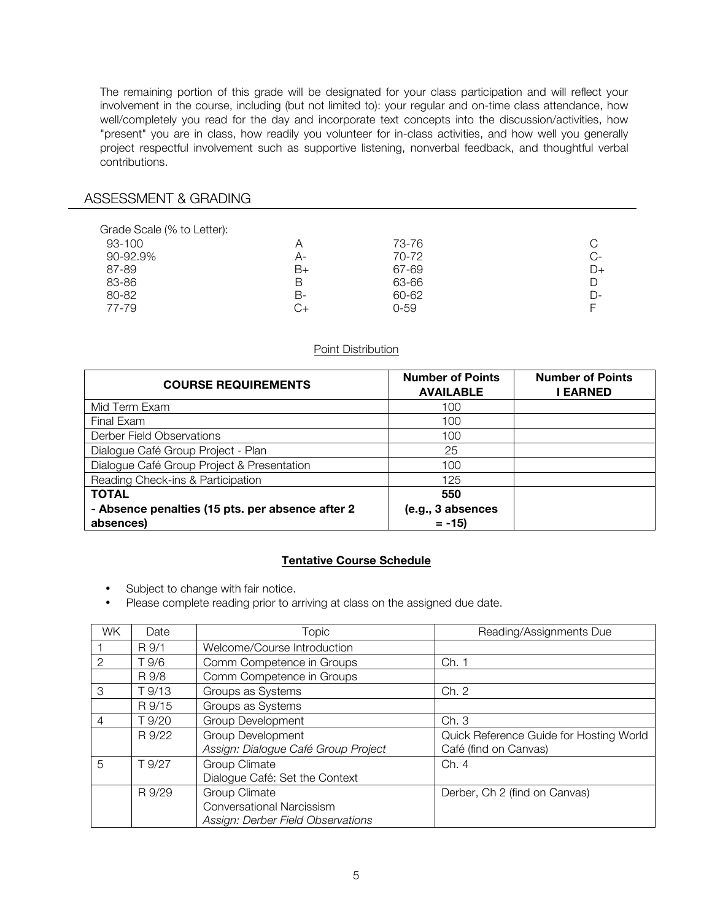The remaining portion of this grade will be designated for your class participation and will reflect your involvement in the course, including (but not limited to): your regular and on-time class attendance, how well/completely you read for the day and incorporate text concepts into the discussion/activities, how "present" you are in class, how readily you volunteer for in-class activities, and how well you generally project respectful involvement such as supportive listening, nonverbal feedback, and thoughtful verbal contributions.

## ASSESSMENT & GRADING

Grade Scale (% to Letter):

| % | Letter | % | Letter |
|---|---|---|---|
| 93-100 | A | 73-76 | C |
| 90-92.9% | A- | 70-72 | C- |
| 87-89 | B+ | 67-69 | D+ |
| 83-86 | B | 63-66 | D |
| 80-82 | B- | 60-62 | D- |
| 77-79 | C+ | 0-59 | F |

Point Distribution

| COURSE REQUIREMENTS | Number of Points AVAILABLE | Number of Points I EARNED |
|---|---|---|
| Mid Term Exam | 100 | |
| Final Exam | 100 | |
| Derber Field Observations | 100 | |
| Dialogue Café Group Project - Plan | 25 | |
| Dialogue Café Group Project & Presentation | 100 | |
| Reading Check-ins & Participation | 125 | |
| **TOTAL** | **550** | |
| **- Absence penalties (15 pts. per absence after 2 absences)** | **(e.g., 3 absences = -15)** | |

**Tentative Course Schedule**

- Subject to change with fair notice.
- Please complete reading prior to arriving at class on the assigned due date.

| WK | Date | Topic | Reading/Assignments Due |
|---|---|---|---|
| 1 | R 9/1 | Welcome/Course Introduction | |
| 2 | T 9/6 | Comm Competence in Groups | Ch. 1 |
| | R 9/8 | Comm Competence in Groups | |
| 3 | T 9/13 | Groups as Systems | Ch. 2 |
| | R 9/15 | Groups as Systems | |
| 4 | T 9/20 | Group Development | Ch. 3 |
| | R 9/22 | Group Development<br>*Assign: Dialogue Café Group Project* | Quick Reference Guide for Hosting World Café (find on Canvas) |
| 5 | T 9/27 | Group Climate<br>Dialogue Café: Set the Context | Ch. 4 |
| | R 9/29 | Group Climate<br>Conversational Narcissism<br>*Assign: Derber Field Observations* | Derber, Ch 2 (find on Canvas) |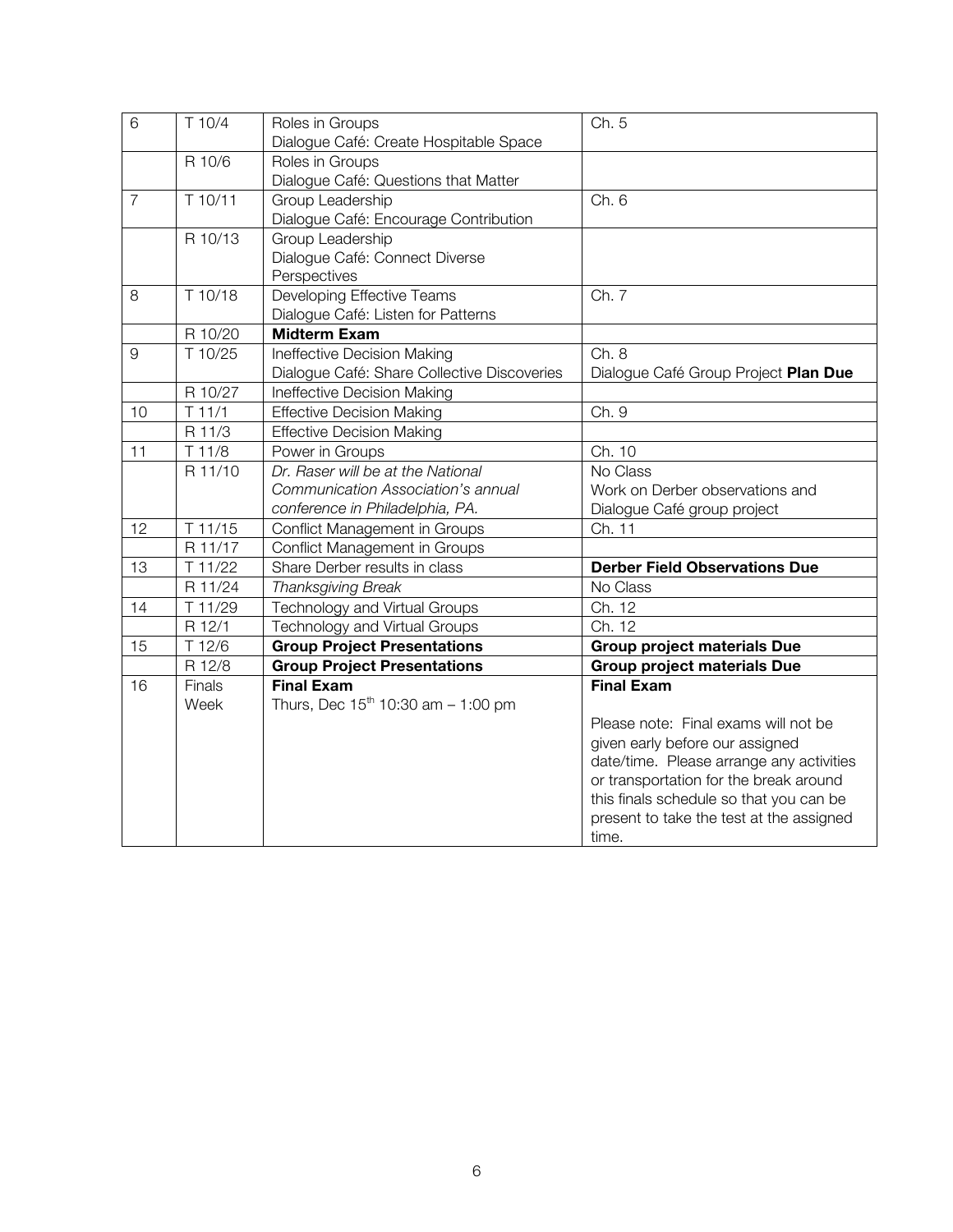| | | | |
|---|---|---|---|
| 6 | T 10/4 | Roles in Groups<br>Dialogue Café: Create Hospitable Space | Ch. 5 |
| | R 10/6 | Roles in Groups<br>Dialogue Café: Questions that Matter | |
| 7 | T 10/11 | Group Leadership<br>Dialogue Café: Encourage Contribution | Ch. 6 |
| | R 10/13 | Group Leadership<br>Dialogue Café: Connect Diverse Perspectives | |
| 8 | T 10/18 | Developing Effective Teams<br>Dialogue Café: Listen for Patterns | Ch. 7 |
| | R 10/20 | **Midterm Exam** | |
| 9 | T 10/25 | Ineffective Decision Making<br>Dialogue Café: Share Collective Discoveries | Ch. 8<br>Dialogue Café Group Project **Plan Due** |
| | R 10/27 | Ineffective Decision Making | |
| 10 | T 11/1 | Effective Decision Making | Ch. 9 |
| | R 11/3 | Effective Decision Making | |
| 11 | T 11/8 | Power in Groups | Ch. 10 |
| | R 11/10 | *Dr. Raser will be at the National Communication Association's annual conference in Philadelphia, PA.* | No Class<br>Work on Derber observations and Dialogue Café group project |
| 12 | T 11/15 | Conflict Management in Groups | Ch. 11 |
| | R 11/17 | Conflict Management in Groups | |
| 13 | T 11/22 | Share Derber results in class | **Derber Field Observations Due** |
| | R 11/24 | *Thanksgiving Break* | No Class |
| 14 | T 11/29 | Technology and Virtual Groups | Ch. 12 |
| | R 12/1 | Technology and Virtual Groups | Ch. 12 |
| 15 | T 12/6 | **Group Project Presentations** | **Group project materials Due** |
| | R 12/8 | **Group Project Presentations** | **Group project materials Due** |
| 16 | Finals Week | **Final Exam**<br>Thurs, Dec 15th 10:30 am – 1:00 pm | **Final Exam**<br><br>Please note: Final exams will not be given early before our assigned date/time. Please arrange any activities or transportation for the break around this finals schedule so that you can be present to take the test at the assigned time. |